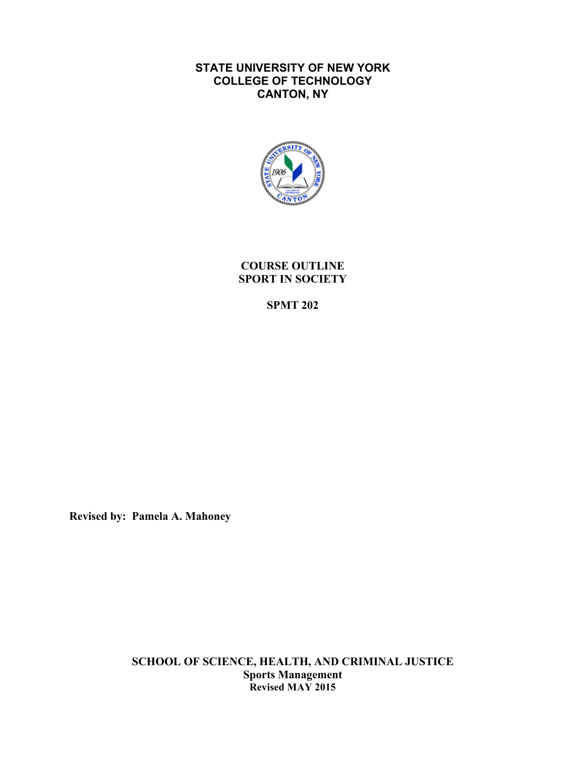**STATE UNIVERSITY OF NEW YORK**
**COLLEGE OF TECHNOLOGY**
**CANTON, NY**

# COURSE OUTLINE
# SPORT IN SOCIETY

## SPMT 202

**Revised by: Pamela A. Mahoney**

**SCHOOL OF SCIENCE, HEALTH, AND CRIMINAL JUSTICE**
**Sports Management**
**Revised MAY 2015**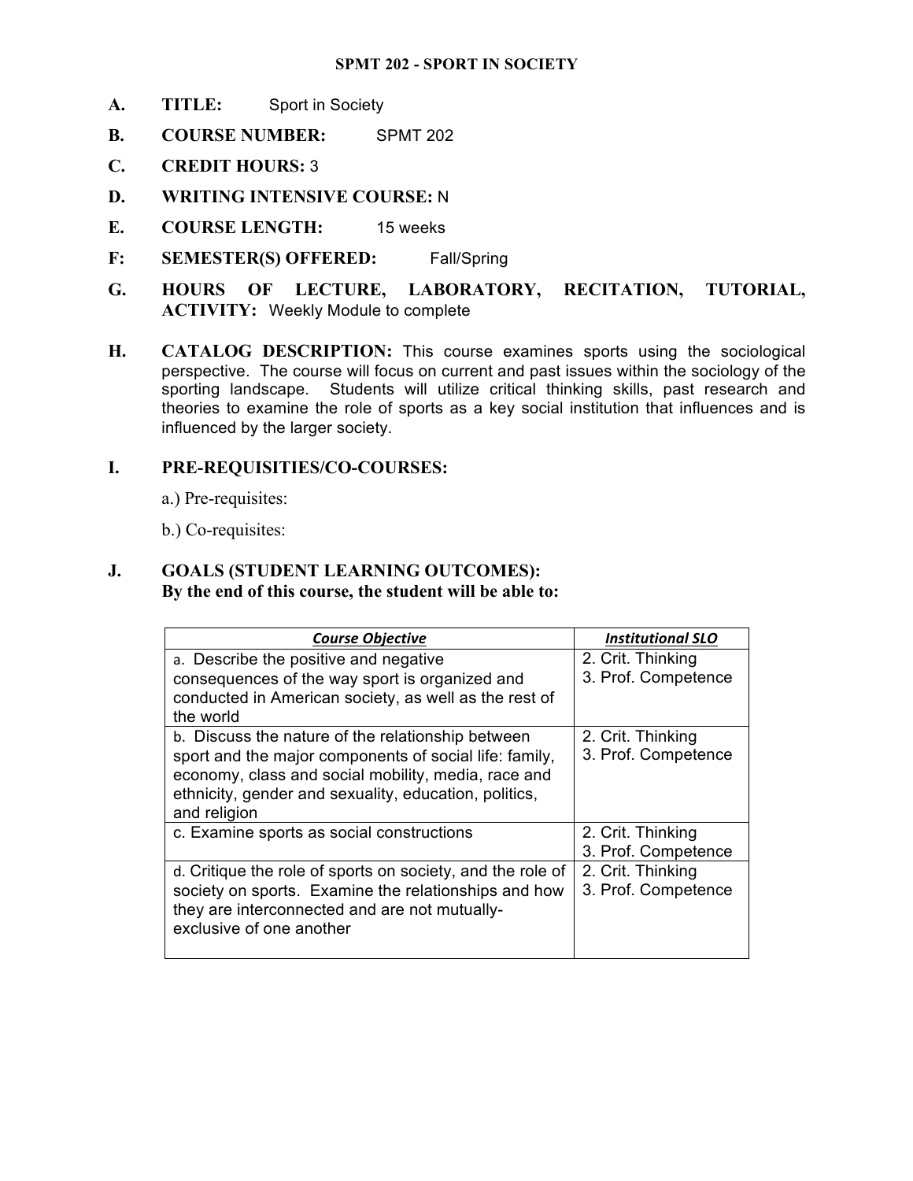**SPMT 202 - SPORT IN SOCIETY**

**A. TITLE:** Sport in Society

**B. COURSE NUMBER:** SPMT 202

**C. CREDIT HOURS:** 3

**D. WRITING INTENSIVE COURSE:** N

**E. COURSE LENGTH:** 15 weeks

**F: SEMESTER(S) OFFERED:** Fall/Spring

**G. HOURS OF LECTURE, LABORATORY, RECITATION, TUTORIAL, ACTIVITY:** Weekly Module to complete

**H. CATALOG DESCRIPTION:** This course examines sports using the sociological perspective. The course will focus on current and past issues within the sociology of the sporting landscape. Students will utilize critical thinking skills, past research and theories to examine the role of sports as a key social institution that influences and is influenced by the larger society.

**I. PRE-REQUISITIES/CO-COURSES:**

a.) Pre-requisites:

b.) Co-requisites:

**J. GOALS (STUDENT LEARNING OUTCOMES):**
**By the end of this course, the student will be able to:**

| ***Course Objective*** | ***Institutional SLO*** |
|---|---|
| a. Describe the positive and negative consequences of the way sport is organized and conducted in American society, as well as the rest of the world | 2. Crit. Thinking<br>3. Prof. Competence |
| b. Discuss the nature of the relationship between sport and the major components of social life: family, economy, class and social mobility, media, race and ethnicity, gender and sexuality, education, politics, and religion | 2. Crit. Thinking<br>3. Prof. Competence |
| c. Examine sports as social constructions | 2. Crit. Thinking<br>3. Prof. Competence |
| d. Critique the role of sports on society, and the role of society on sports. Examine the relationships and how they are interconnected and are not mutually-exclusive of one another | 2. Crit. Thinking<br>3. Prof. Competence |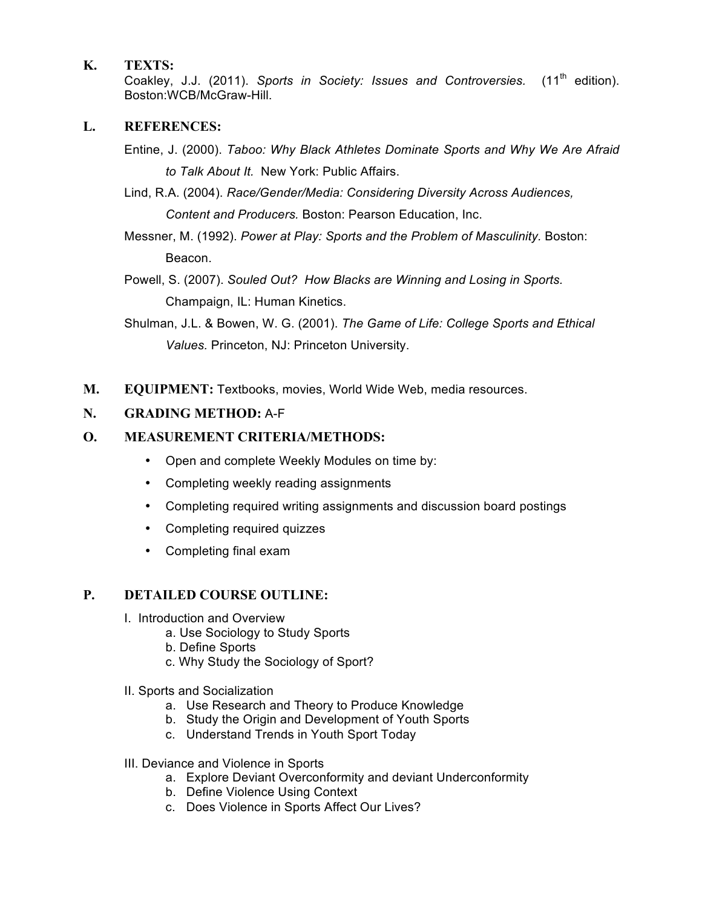## K. TEXTS:

Coakley, J.J. (2011). *Sports in Society: Issues and Controversies.* (11th edition). Boston:WCB/McGraw-Hill.

## L. REFERENCES:

Entine, J. (2000). *Taboo: Why Black Athletes Dominate Sports and Why We Are Afraid to Talk About It.* New York: Public Affairs.

Lind, R.A. (2004). *Race/Gender/Media: Considering Diversity Across Audiences, Content and Producers.* Boston: Pearson Education, Inc.

Messner, M. (1992). *Power at Play: Sports and the Problem of Masculinity*. Boston: Beacon.

Powell, S. (2007). *Souled Out? How Blacks are Winning and Losing in Sports.* Champaign, IL: Human Kinetics.

Shulman, J.L. & Bowen, W. G. (2001). *The Game of Life: College Sports and Ethical Values.* Princeton, NJ: Princeton University.

## M. EQUIPMENT:

Textbooks, movies, World Wide Web, media resources.

## N. GRADING METHOD:

A-F

## O. MEASUREMENT CRITERIA/METHODS:

- Open and complete Weekly Modules on time by:
- Completing weekly reading assignments
- Completing required writing assignments and discussion board postings
- Completing required quizzes
- Completing final exam

## P. DETAILED COURSE OUTLINE:

I. Introduction and Overview
   - a. Use Sociology to Study Sports
   - b. Define Sports
   - c. Why Study the Sociology of Sport?

II. Sports and Socialization
   - a. Use Research and Theory to Produce Knowledge
   - b. Study the Origin and Development of Youth Sports
   - c. Understand Trends in Youth Sport Today

III. Deviance and Violence in Sports
   - a. Explore Deviant Overconformity and deviant Underconformity
   - b. Define Violence Using Context
   - c. Does Violence in Sports Affect Our Lives?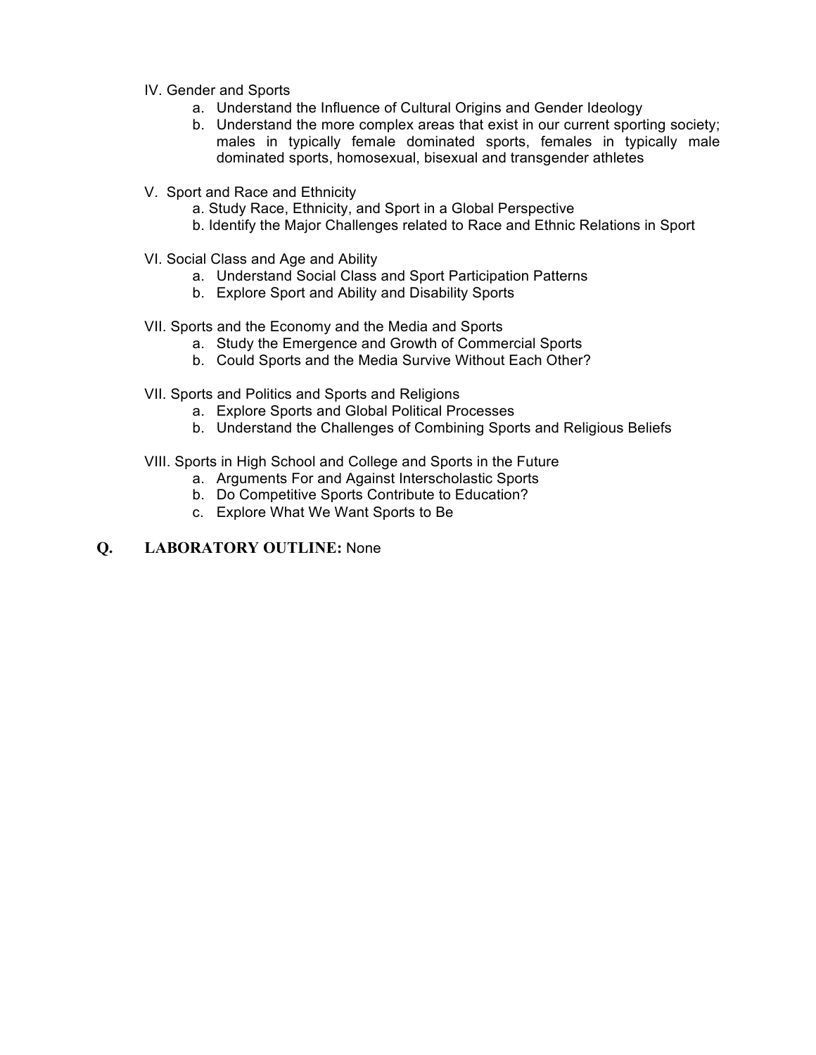IV. Gender and Sports
   a. Understand the Influence of Cultural Origins and Gender Ideology
   b. Understand the more complex areas that exist in our current sporting society; males in typically female dominated sports, females in typically male dominated sports, homosexual, bisexual and transgender athletes

V. Sport and Race and Ethnicity
   a. Study Race, Ethnicity, and Sport in a Global Perspective
   b. Identify the Major Challenges related to Race and Ethnic Relations in Sport

VI. Social Class and Age and Ability
   a. Understand Social Class and Sport Participation Patterns
   b. Explore Sport and Ability and Disability Sports

VII. Sports and the Economy and the Media and Sports
   a. Study the Emergence and Growth of Commercial Sports
   b. Could Sports and the Media Survive Without Each Other?

VII. Sports and Politics and Sports and Religions
   a. Explore Sports and Global Political Processes
   b. Understand the Challenges of Combining Sports and Religious Beliefs

VIII. Sports in High School and College and Sports in the Future
   a. Arguments For and Against Interscholastic Sports
   b. Do Competitive Sports Contribute to Education?
   c. Explore What We Want Sports to Be

**Q. LABORATORY OUTLINE:** None